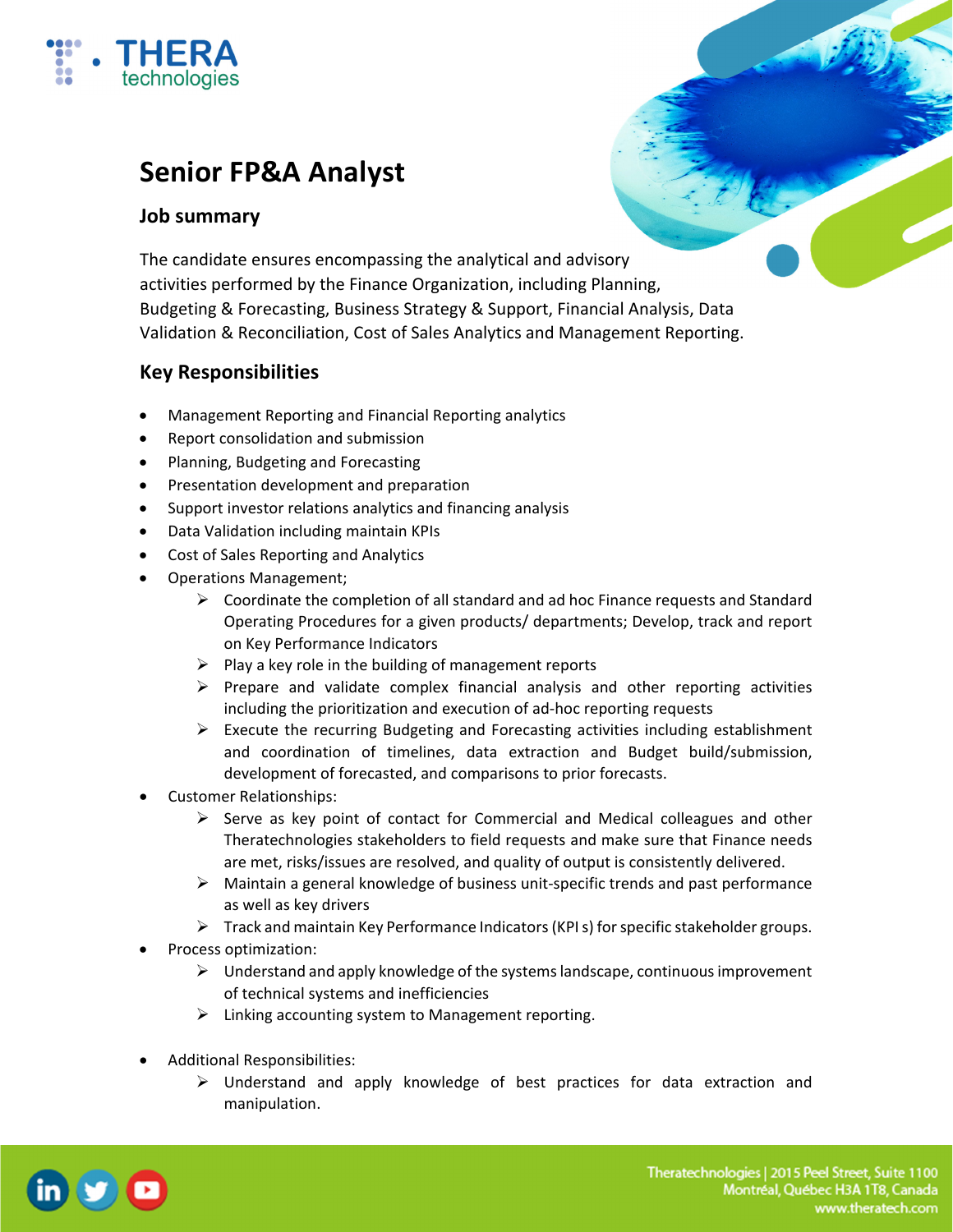# Senior FP&A Analyst

## Job summary

The candidate ensures encompassing the analytical and advisory activities performed by the Finance Organization, including Planning, Budgeting & Forecasting, Business Strategy & Support, Financial Analysis, Data Validation & Reconciliation, Cost of Sales Analytics and Management Reporting.

## Key Responsibilities

- Management Reporting and Financial Reporting analytics
- Report consolidation and submission
- Planning, Budgeting and Forecasting
- Presentation development and preparation
- Support investor relations analytics and financing analysis
- Data Validation including maintain KPIs
- Cost of Sales Reporting and Analytics
- Operations Management;
  - Coordinate the completion of all standard and ad hoc Finance requests and Standard Operating Procedures for a given products/ departments; Develop, track and report on Key Performance Indicators
  - Play a key role in the building of management reports
  - Prepare and validate complex financial analysis and other reporting activities including the prioritization and execution of ad-hoc reporting requests
  - Execute the recurring Budgeting and Forecasting activities including establishment and coordination of timelines, data extraction and Budget build/submission, development of forecasted, and comparisons to prior forecasts.
- Customer Relationships:
  - Serve as key point of contact for Commercial and Medical colleagues and other Theratechnologies stakeholders to field requests and make sure that Finance needs are met, risks/issues are resolved, and quality of output is consistently delivered.
  - Maintain a general knowledge of business unit-specific trends and past performance as well as key drivers
  - Track and maintain Key Performance Indicators (KPI s) for specific stakeholder groups.
- Process optimization:
  - Understand and apply knowledge of the systems landscape, continuous improvement of technical systems and inefficiencies
  - Linking accounting system to Management reporting.
- Additional Responsibilities:
  - Understand and apply knowledge of best practices for data extraction and manipulation.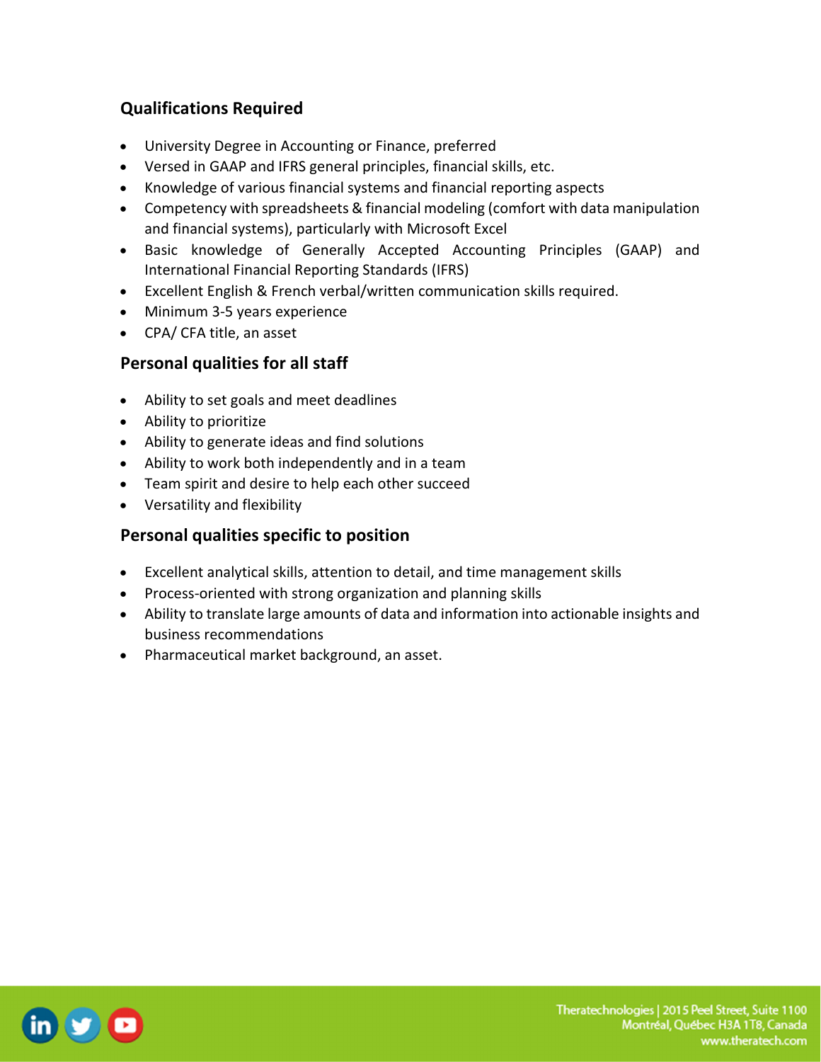## Qualifications Required

- University Degree in Accounting or Finance, preferred
- Versed in GAAP and IFRS general principles, financial skills, etc.
- Knowledge of various financial systems and financial reporting aspects
- Competency with spreadsheets & financial modeling (comfort with data manipulation and financial systems), particularly with Microsoft Excel
- Basic knowledge of Generally Accepted Accounting Principles (GAAP) and International Financial Reporting Standards (IFRS)
- Excellent English & French verbal/written communication skills required.
- Minimum 3-5 years experience
- CPA/ CFA title, an asset

## Personal qualities for all staff

- Ability to set goals and meet deadlines
- Ability to prioritize
- Ability to generate ideas and find solutions
- Ability to work both independently and in a team
- Team spirit and desire to help each other succeed
- Versatility and flexibility

## Personal qualities specific to position

- Excellent analytical skills, attention to detail, and time management skills
- Process-oriented with strong organization and planning skills
- Ability to translate large amounts of data and information into actionable insights and business recommendations
- Pharmaceutical market background, an asset.